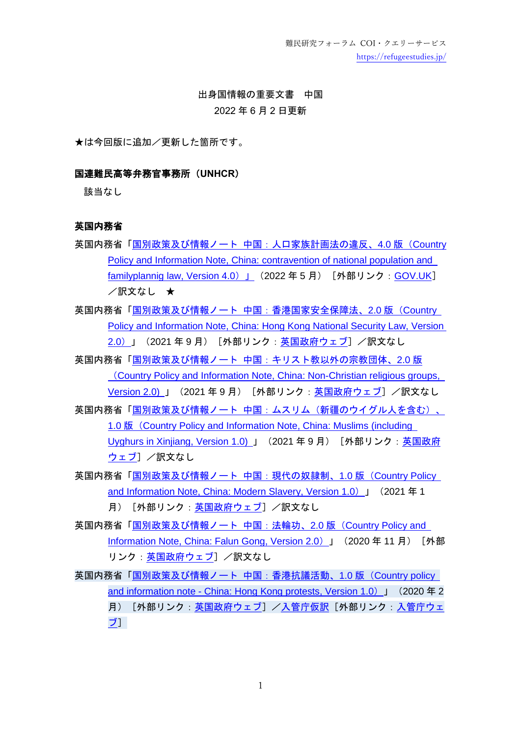難民研究フォーラム COI・クエリーサービス
https://refugeestudies.jp/

# 出身国情報の重要文書　中国

2022 年 6 月 2 日更新

★は今回版に追加／更新した箇所です。

## 国連難民高等弁務官事務所（UNHCR）

該当なし

## 英国内務省

英国内務省「国別政策及び情報ノート　中国：人口家族計画法の違反、4.0 版（Country Policy and Information Note, China: contravention of national population and familyplannig law, Version 4.0）」（2022 年 5 月）［外部リンク：GOV.UK］／訳文なし　★

英国内務省「国別政策及び情報ノート　中国：香港国家安全保障法、2.0 版（Country Policy and Information Note, China: Hong Kong National Security Law, Version 2.0）」（2021 年 9 月）［外部リンク：英国政府ウェブ］／訳文なし

英国内務省「国別政策及び情報ノート　中国：キリスト教以外の宗教団体、2.0 版（Country Policy and Information Note, China: Non-Christian religious groups, Version 2.0）」（2021 年 9 月）［外部リンク：英国政府ウェブ］／訳文なし

英国内務省「国別政策及び情報ノート　中国：ムスリム（新疆のウイグル人を含む）、1.0 版（Country Policy and Information Note, China: Muslims (including Uyghurs in Xinjiang, Version 1.0)」（2021 年 9 月）［外部リンク：英国政府ウェブ］／訳文なし

英国内務省「国別政策及び情報ノート　中国：現代の奴隷制、1.0 版（Country Policy and Information Note, China: Modern Slavery, Version 1.0）」（2021 年 1 月）［外部リンク：英国政府ウェブ］／訳文なし

英国内務省「国別政策及び情報ノート　中国：法輪功、2.0 版（Country Policy and Information Note, China: Falun Gong, Version 2.0）」（2020 年 11 月）［外部リンク：英国政府ウェブ］／訳文なし

英国内務省「国別政策及び情報ノート　中国：香港抗議活動、1.0 版（Country policy and information note - China: Hong Kong protests, Version 1.0）」（2020 年 2 月）［外部リンク：英国政府ウェブ］／入管庁仮訳［外部リンク：入管庁ウェブ］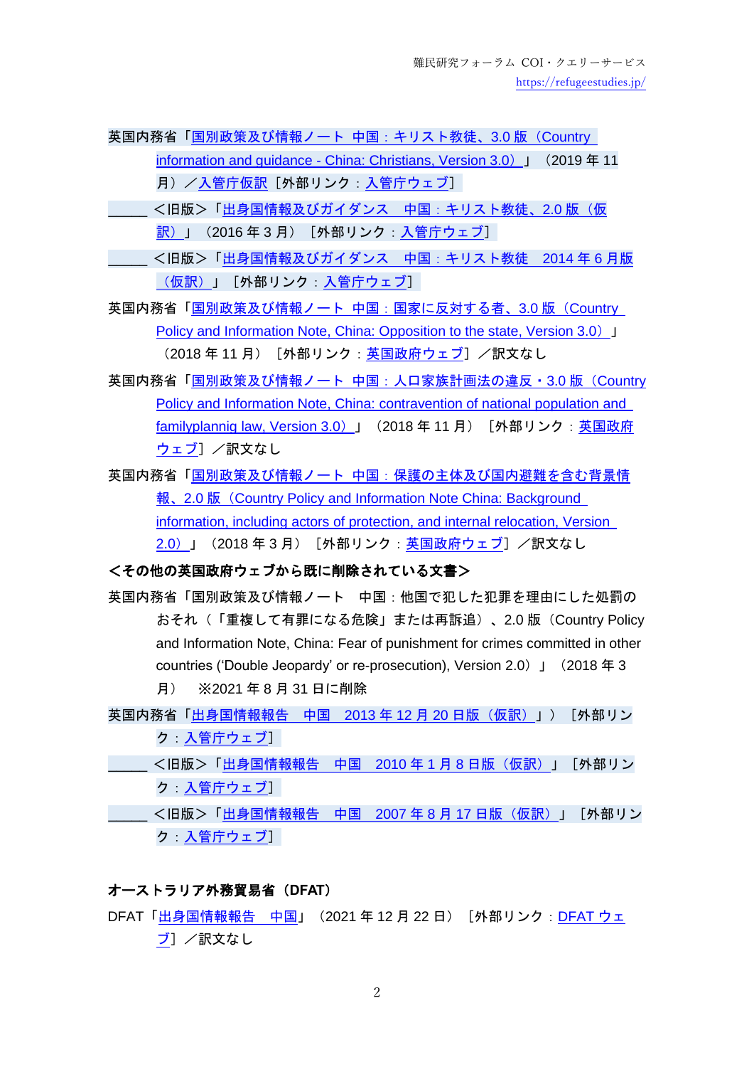英国内務省「国別政策及び情報ノート　中国：キリスト教徒、3.0 版（Country information and guidance - China: Christians, Version 3.0）」（2019 年 11 月）／入管庁仮訳［外部リンク：入管庁ウェブ］

_____ ＜旧版＞「出身国情報及びガイダンス　中国：キリスト教徒、2.0 版（仮訳）」（2016 年 3 月）［外部リンク：入管庁ウェブ］

_____ ＜旧版＞「出身国情報及びガイダンス　中国：キリスト教徒　2014 年 6 月版（仮訳）」［外部リンク：入管庁ウェブ］

英国内務省「国別政策及び情報ノート　中国：国家に反対する者、3.0 版（Country Policy and Information Note, China: Opposition to the state, Version 3.0）」（2018 年 11 月）［外部リンク：英国政府ウェブ］／訳文なし

英国内務省「国別政策及び情報ノート　中国：人口家族計画法の違反・3.0 版（Country Policy and Information Note, China: contravention of national population and familyplannig law, Version 3.0）」（2018 年 11 月）［外部リンク：英国政府ウェブ］／訳文なし

英国内務省「国別政策及び情報ノート　中国：保護の主体及び国内避難を含む背景情報、2.0 版（Country Policy and Information Note China: Background information, including actors of protection, and internal relocation, Version 2.0）」（2018 年 3 月）［外部リンク：英国政府ウェブ］／訳文なし

**＜その他の英国政府ウェブから既に削除されている文書＞**

英国内務省「国別政策及び情報ノート　中国：他国で犯した犯罪を理由にした処罰のおそれ（「重複して有罪になる危険」または再訴追）、2.0 版（Country Policy and Information Note, China: Fear of punishment for crimes committed in other countries ('Double Jeopardy' or re-prosecution), Version 2.0）」（2018 年 3 月）　※2021 年 8 月 31 日に削除

英国内務省「出身国情報報告　中国　2013 年 12 月 20 日版（仮訳）」）［外部リンク：入管庁ウェブ］

_____ ＜旧版＞「出身国情報報告　中国　2010 年 1 月 8 日版（仮訳）」［外部リンク：入管庁ウェブ］

_____ ＜旧版＞「出身国情報報告　中国　2007 年 8 月 17 日版（仮訳）」［外部リンク：入管庁ウェブ］

**オーストラリア外務貿易省（DFAT）**

DFAT「出身国情報報告　中国」（2021 年 12 月 22 日）［外部リンク：DFAT ウェブ］／訳文なし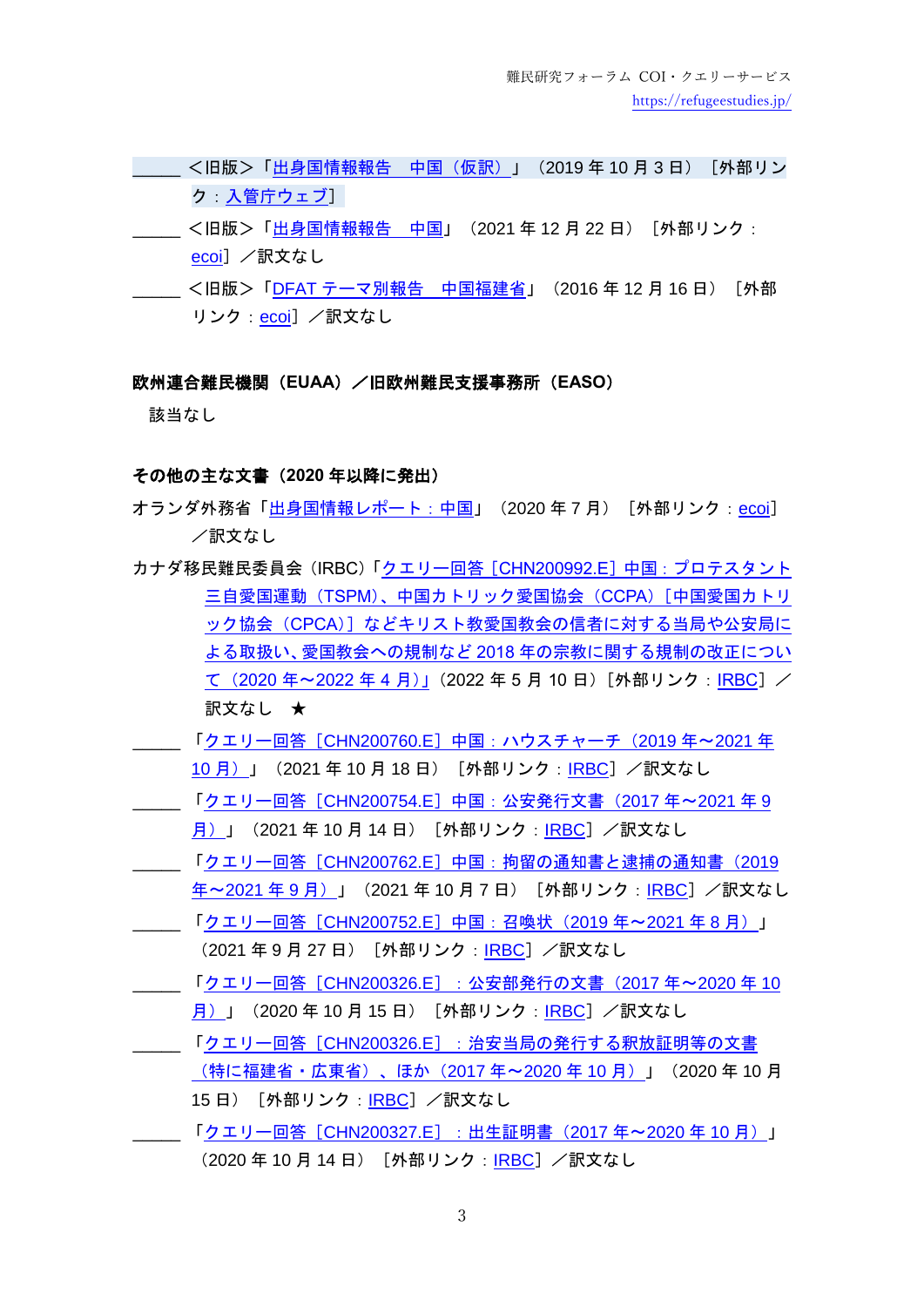_____ ＜旧版＞「出身国情報報告　中国（仮訳）」（2019 年 10 月 3 日）［外部リンク：入管庁ウェブ］

_____ ＜旧版＞「出身国情報報告　中国」（2021 年 12 月 22 日）［外部リンク：ecoi］／訳文なし

_____ ＜旧版＞「DFAT テーマ別報告　中国福建省」（2016 年 12 月 16 日）［外部リンク：ecoi］／訳文なし

**欧州連合難民機関（EUAA）／旧欧州難民支援事務所（EASO）**

該当なし

**その他の主な文書（2020 年以降に発出）**

オランダ外務省「出身国情報レポート：中国」（2020 年 7 月）［外部リンク：ecoi］／訳文なし

カナダ移民難民委員会（IRBC）「クエリー回答［CHN200992.E］中国：プロテスタント三自愛国運動（TSPM）、中国カトリック愛国協会（CCPA）［中国愛国カトリック協会（CPCA）］などキリスト教愛国教会の信者に対する当局や公安局による取扱い、愛国教会への規制など 2018 年の宗教に関する規制の改正について（2020 年～2022 年 4 月）」（2022 年 5 月 10 日）［外部リンク：IRBC］／訳文なし　★

_____ 「クエリー回答［CHN200760.E］中国：ハウスチャーチ（2019 年～2021 年 10 月）」（2021 年 10 月 18 日）［外部リンク：IRBC］／訳文なし

_____ 「クエリー回答［CHN200754.E］中国：公安発行文書（2017 年～2021 年 9 月）」（2021 年 10 月 14 日）［外部リンク：IRBC］／訳文なし

_____ 「クエリー回答［CHN200762.E］中国：拘留の通知書と逮捕の通知書（2019 年～2021 年 9 月）」（2021 年 10 月 7 日）［外部リンク：IRBC］／訳文なし

_____ 「クエリー回答［CHN200752.E］中国：召喚状（2019 年～2021 年 8 月）」（2021 年 9 月 27 日）［外部リンク：IRBC］／訳文なし

_____ 「クエリー回答［CHN200326.E］：公安部発行の文書（2017 年～2020 年 10 月）」（2020 年 10 月 15 日）［外部リンク：IRBC］／訳文なし

_____ 「クエリー回答［CHN200326.E］：治安当局の発行する釈放証明等の文書（特に福建省・広東省）、ほか（2017 年～2020 年 10 月）」（2020 年 10 月 15 日）［外部リンク：IRBC］／訳文なし

_____ 「クエリー回答［CHN200327.E］：出生証明書（2017 年～2020 年 10 月）」（2020 年 10 月 14 日）［外部リンク：IRBC］／訳文なし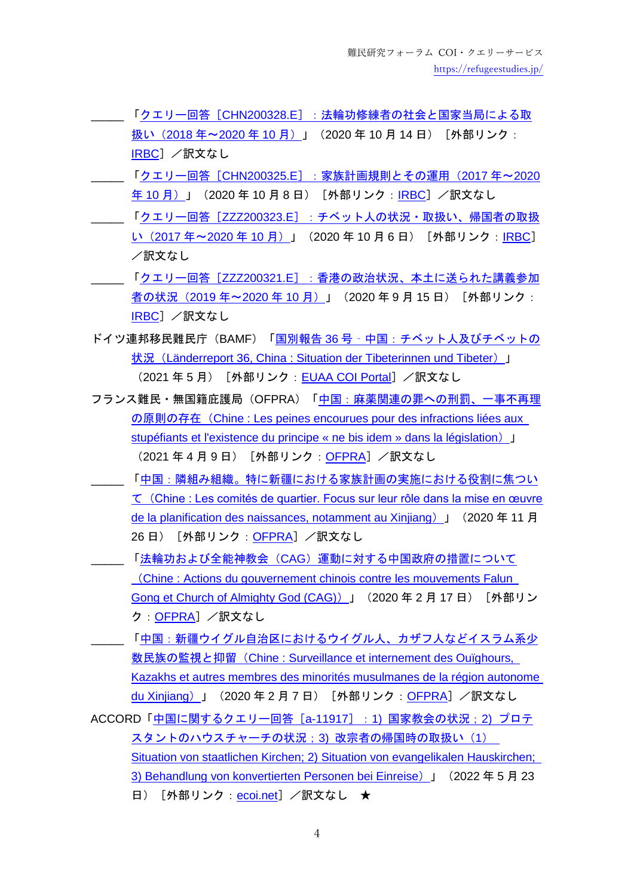\_\_\_\_\_ 「クエリー回答［CHN200328.E］：法輪功修練者の社会と国家当局による取扱い（2018 年～2020 年 10 月）」（2020 年 10 月 14 日）［外部リンク：IRBC］／訳文なし

\_\_\_\_\_ 「クエリー回答［CHN200325.E］：家族計画規則とその運用（2017 年～2020 年 10 月）」（2020 年 10 月 8 日）［外部リンク：IRBC］／訳文なし

\_\_\_\_\_ 「クエリー回答［ZZZ200323.E］：チベット人の状況・取扱い、帰国者の取扱い（2017 年～2020 年 10 月）」（2020 年 10 月 6 日）［外部リンク：IRBC］／訳文なし

\_\_\_\_\_ 「クエリー回答［ZZZ200321.E］：香港の政治状況、本土に送られた講義参加者の状況（2019 年～2020 年 10 月）」（2020 年 9 月 15 日）［外部リンク：IRBC］／訳文なし

ドイツ連邦移民難民庁（BAMF）「国別報告 36 号‐中国：チベット人及びチベットの状況（Länderreport 36, China : Situation der Tibeterinnen und Tibeter）」（2021 年 5 月）［外部リンク：EUAA COI Portal］／訳文なし

フランス難民・無国籍庇護局（OFPRA）「中国：麻薬関連の罪への刑罰、一事不再理の原則の存在（Chine : Les peines encourues pour des infractions liées aux stupéfiants et l'existence du principe « ne bis idem » dans la législation）」（2021 年 4 月 9 日）［外部リンク：OFPRA］／訳文なし

\_\_\_\_\_ 「中国：隣組み組織。特に新疆における家族計画の実施における役割に焦点を当てて（Chine : Les comités de quartier. Focus sur leur rôle dans la mise en œuvre de la planification des naissances, notamment au Xinjiang）」（2020 年 11 月 26 日）［外部リンク：OFPRA］／訳文なし

\_\_\_\_\_ 「法輪功および全能神教会（CAG）運動に対する中国政府の措置について（Chine : Actions du gouvernement chinois contre les mouvements Falun Gong et Church of Almighty God (CAG)）」（2020 年 2 月 17 日）［外部リンク：OFPRA］／訳文なし

\_\_\_\_\_ 「中国：新疆ウイグル自治区におけるウイグル人、カザフ人などイスラム系少数民族の監視と抑留（Chine : Surveillance et internement des Ouïghours, Kazakhs et autres membres des minorités musulmanes de la région autonome du Xinjiang）」（2020 年 2 月 7 日）［外部リンク：OFPRA］／訳文なし

ACCORD「中国に関するクエリー回答［a-11917］：1) 国家教会の状況；2) プロテスタントのハウスチャーチの状況；3) 改宗者の帰国時の取扱い（1) Situation von staatlichen Kirchen; 2) Situation von evangelikalen Hauskirchen; 3) Behandlung von konvertierten Personen bei Einreise）」（2022 年 5 月 23 日）［外部リンク：ecoi.net］／訳文なし ★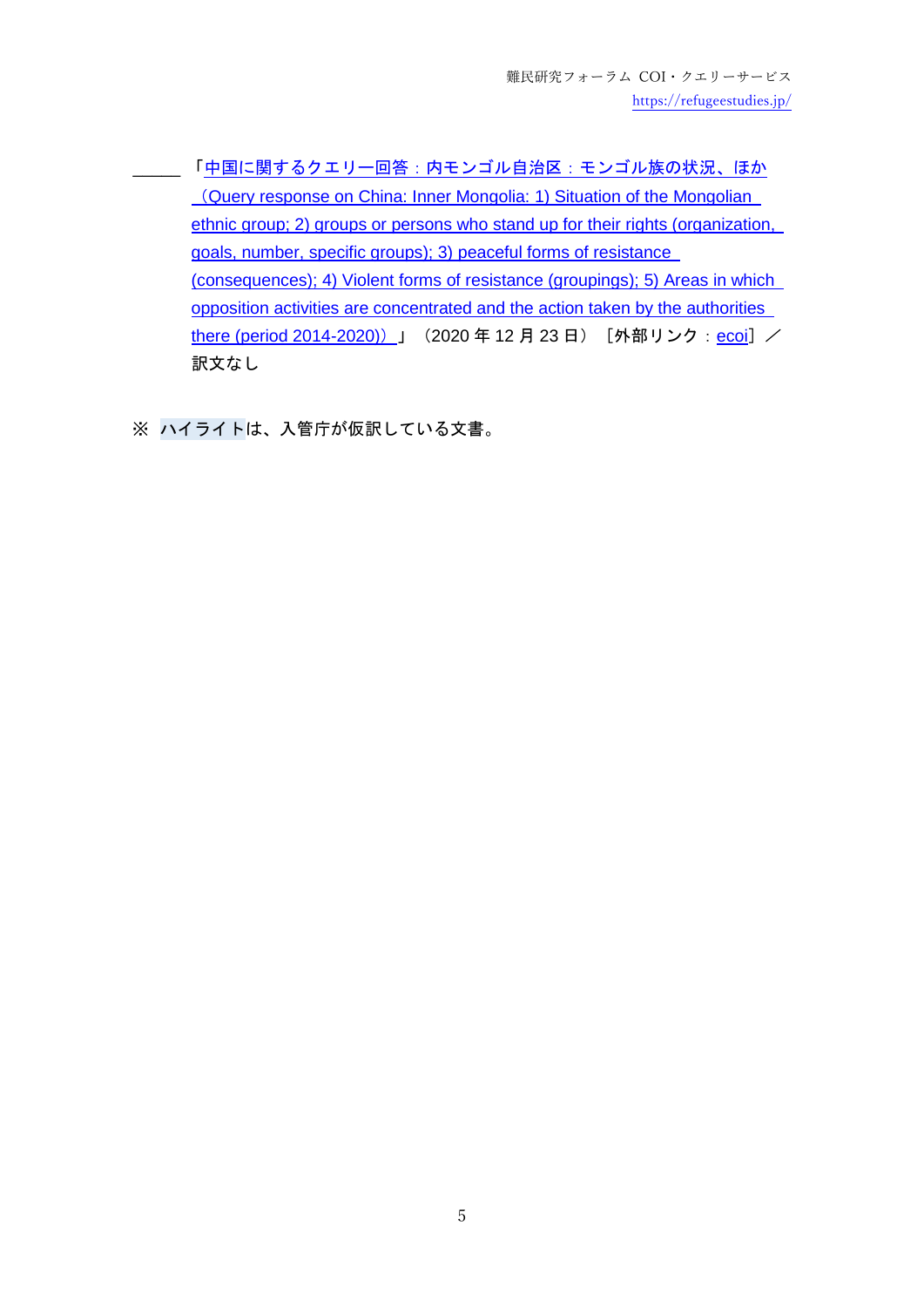_____ 「中国に関するクエリー回答：内モンゴル自治区：モンゴル族の状況、ほか（Query response on China: Inner Mongolia: 1) Situation of the Mongolian ethnic group; 2) groups or persons who stand up for their rights (organization, goals, number, specific groups); 3) peaceful forms of resistance (consequences); 4) Violent forms of resistance (groupings); 5) Areas in which opposition activities are concentrated and the action taken by the authorities there (period 2014-2020)）」（2020 年 12 月 23 日）［外部リンク：ecoi］／訳文なし

※ ハイライトは、入管庁が仮訳している文書。